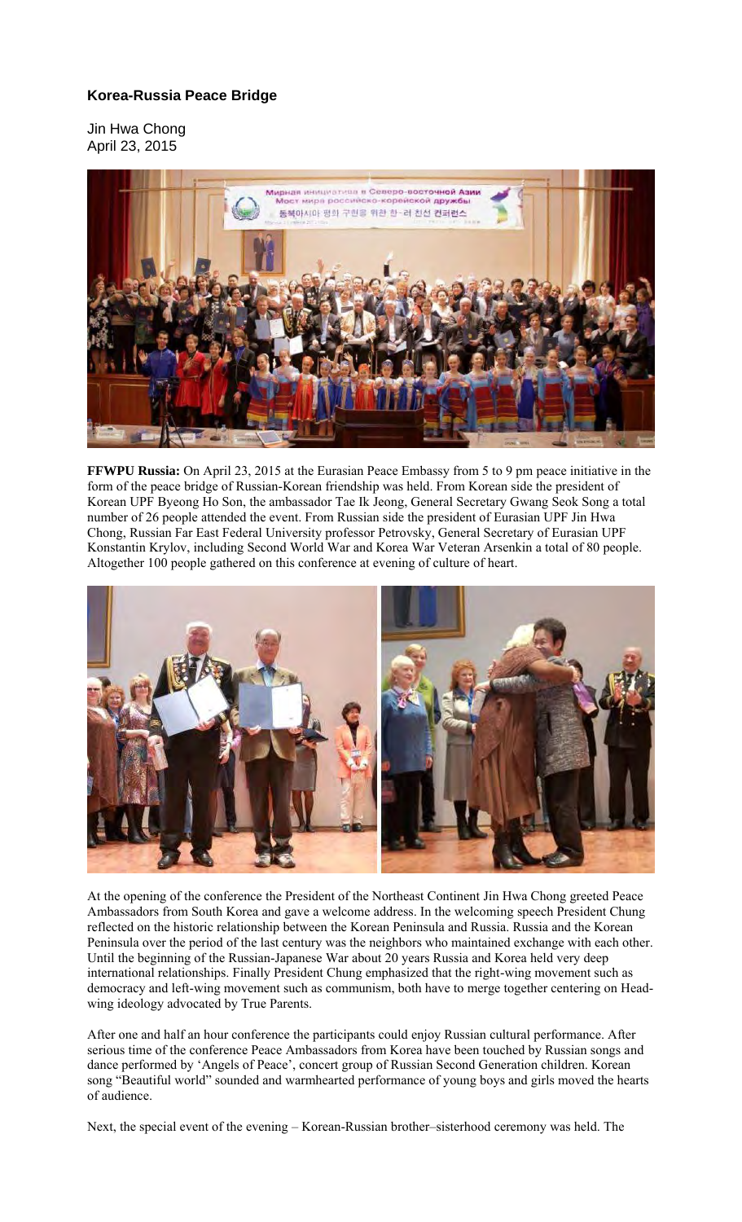### Korea-Russia Peace Bridge

Jin Hwa Chong
April 23, 2015

**FFWPU Russia:** On April 23, 2015 at the Eurasian Peace Embassy from 5 to 9 pm peace initiative in the form of the peace bridge of Russian-Korean friendship was held. From Korean side the president of Korean UPF Byeong Ho Son, the ambassador Tae Ik Jeong, General Secretary Gwang Seok Song a total number of 26 people attended the event. From Russian side the president of Eurasian UPF Jin Hwa Chong, Russian Far East Federal University professor Petrovsky, General Secretary of Eurasian UPF Konstantin Krylov, including Second World War and Korea War Veteran Arsenkin a total of 80 people. Altogether 100 people gathered on this conference at evening of culture of heart.

At the opening of the conference the President of the Northeast Continent Jin Hwa Chong greeted Peace Ambassadors from South Korea and gave a welcome address. In the welcoming speech President Chung reflected on the historic relationship between the Korean Peninsula and Russia. Russia and the Korean Peninsula over the period of the last century was the neighbors who maintained exchange with each other. Until the beginning of the Russian-Japanese War about 20 years Russia and Korea held very deep international relationships. Finally President Chung emphasized that the right-wing movement such as democracy and left-wing movement such as communism, both have to merge together centering on Head-wing ideology advocated by True Parents.

After one and half an hour conference the participants could enjoy Russian cultural performance. After serious time of the conference Peace Ambassadors from Korea have been touched by Russian songs and dance performed by 'Angels of Peace', concert group of Russian Second Generation children. Korean song "Beautiful world" sounded and warmhearted performance of young boys and girls moved the hearts of audience.

Next, the special event of the evening – Korean-Russian brother–sisterhood ceremony was held. The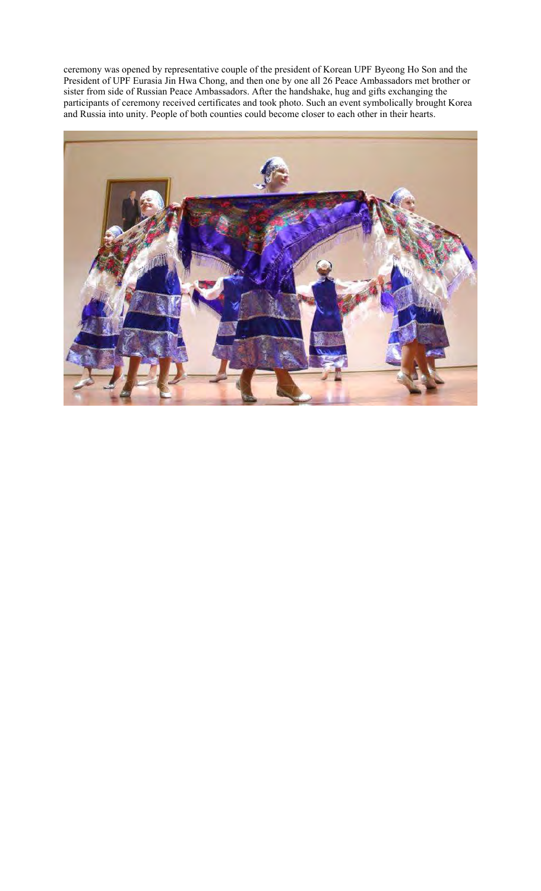ceremony was opened by representative couple of the president of Korean UPF Byeong Ho Son and the President of UPF Eurasia Jin Hwa Chong, and then one by one all 26 Peace Ambassadors met brother or sister from side of Russian Peace Ambassadors. After the handshake, hug and gifts exchanging the participants of ceremony received certificates and took photo. Such an event symbolically brought Korea and Russia into unity. People of both counties could become closer to each other in their hearts.